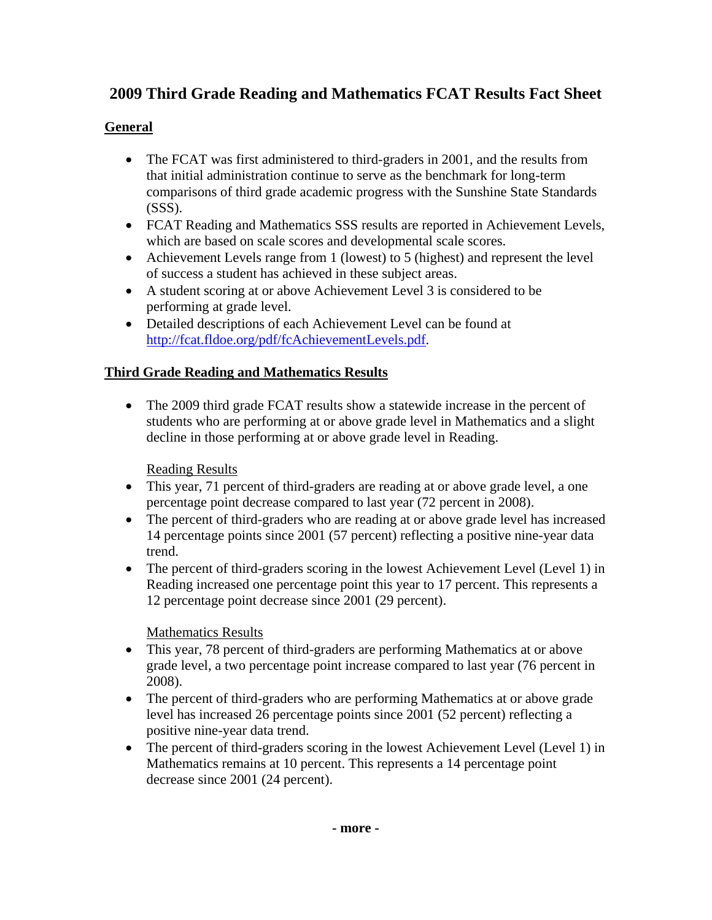# 2009 Third Grade Reading and Mathematics FCAT Results Fact Sheet

## General

- The FCAT was first administered to third-graders in 2001, and the results from that initial administration continue to serve as the benchmark for long-term comparisons of third grade academic progress with the Sunshine State Standards (SSS).
- FCAT Reading and Mathematics SSS results are reported in Achievement Levels, which are based on scale scores and developmental scale scores.
- Achievement Levels range from 1 (lowest) to 5 (highest) and represent the level of success a student has achieved in these subject areas.
- A student scoring at or above Achievement Level 3 is considered to be performing at grade level.
- Detailed descriptions of each Achievement Level can be found at [http://fcat.fldoe.org/pdf/fcAchievementLevels.pdf](http://fcat.fldoe.org/pdf/fcAchievementLevels.pdf).

## Third Grade Reading and Mathematics Results

- The 2009 third grade FCAT results show a statewide increase in the percent of students who are performing at or above grade level in Mathematics and a slight decline in those performing at or above grade level in Reading.

### Reading Results

- This year, 71 percent of third-graders are reading at or above grade level, a one percentage point decrease compared to last year (72 percent in 2008).
- The percent of third-graders who are reading at or above grade level has increased 14 percentage points since 2001 (57 percent) reflecting a positive nine-year data trend.
- The percent of third-graders scoring in the lowest Achievement Level (Level 1) in Reading increased one percentage point this year to 17 percent. This represents a 12 percentage point decrease since 2001 (29 percent).

### Mathematics Results

- This year, 78 percent of third-graders are performing Mathematics at or above grade level, a two percentage point increase compared to last year (76 percent in 2008).
- The percent of third-graders who are performing Mathematics at or above grade level has increased 26 percentage points since 2001 (52 percent) reflecting a positive nine-year data trend.
- The percent of third-graders scoring in the lowest Achievement Level (Level 1) in Mathematics remains at 10 percent. This represents a 14 percentage point decrease since 2001 (24 percent).

**- more -**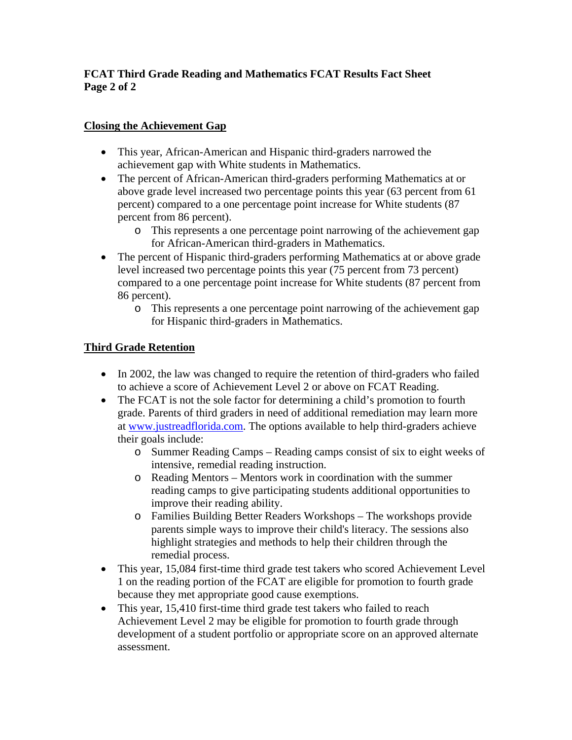## Closing the Achievement Gap

- This year, African-American and Hispanic third-graders narrowed the achievement gap with White students in Mathematics.
- The percent of African-American third-graders performing Mathematics at or above grade level increased two percentage points this year (63 percent from 61 percent) compared to a one percentage point increase for White students (87 percent from 86 percent).
  - This represents a one percentage point narrowing of the achievement gap for African-American third-graders in Mathematics.
- The percent of Hispanic third-graders performing Mathematics at or above grade level increased two percentage points this year (75 percent from 73 percent) compared to a one percentage point increase for White students (87 percent from 86 percent).
  - This represents a one percentage point narrowing of the achievement gap for Hispanic third-graders in Mathematics.

## Third Grade Retention

- In 2002, the law was changed to require the retention of third-graders who failed to achieve a score of Achievement Level 2 or above on FCAT Reading.
- The FCAT is not the sole factor for determining a child's promotion to fourth grade. Parents of third graders in need of additional remediation may learn more at [www.justreadflorida.com](www.justreadflorida.com). The options available to help third-graders achieve their goals include:
  - Summer Reading Camps – Reading camps consist of six to eight weeks of intensive, remedial reading instruction.
  - Reading Mentors – Mentors work in coordination with the summer reading camps to give participating students additional opportunities to improve their reading ability.
  - Families Building Better Readers Workshops – The workshops provide parents simple ways to improve their child's literacy. The sessions also highlight strategies and methods to help their children through the remedial process.
- This year, 15,084 first-time third grade test takers who scored Achievement Level 1 on the reading portion of the FCAT are eligible for promotion to fourth grade because they met appropriate good cause exemptions.
- This year, 15,410 first-time third grade test takers who failed to reach Achievement Level 2 may be eligible for promotion to fourth grade through development of a student portfolio or appropriate score on an approved alternate assessment.